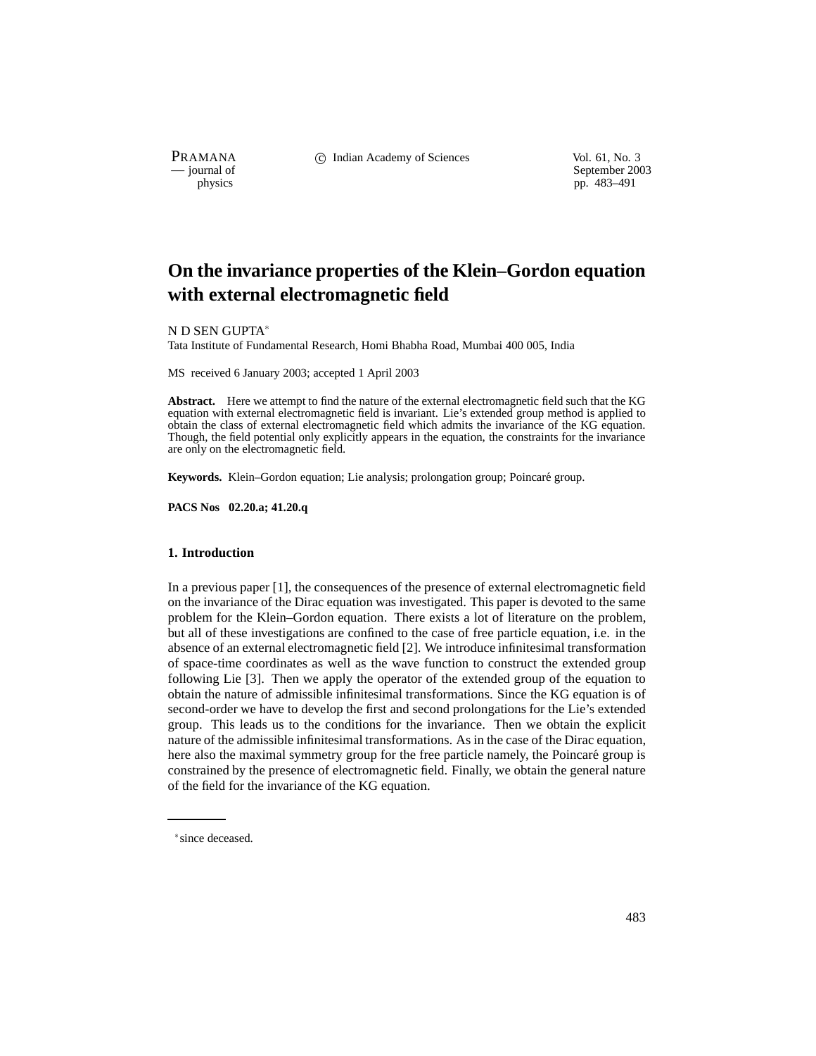# On the invariance properties of the Klein–Gordon equation with external electromagnetic field

N D SEN GUPTA*

Tata Institute of Fundamental Research, Homi Bhabha Road, Mumbai 400 005, India

MS received 6 January 2003; accepted 1 April 2003

**Abstract.** Here we attempt to find the nature of the external electromagnetic field such that the KG equation with external electromagnetic field is invariant. Lie's extended group method is applied to obtain the class of external electromagnetic field which admits the invariance of the KG equation. Though, the field potential only explicitly appears in the equation, the constraints for the invariance are only on the electromagnetic field.

**Keywords.** Klein–Gordon equation; Lie analysis; prolongation group; Poincaré group.

**PACS Nos 02.20.a; 41.20.q**

## 1. Introduction

In a previous paper [1], the consequences of the presence of external electromagnetic field on the invariance of the Dirac equation was investigated. This paper is devoted to the same problem for the Klein–Gordon equation. There exists a lot of literature on the problem, but all of these investigations are confined to the case of free particle equation, i.e. in the absence of an external electromagnetic field [2]. We introduce infinitesimal transformation of space-time coordinates as well as the wave function to construct the extended group following Lie [3]. Then we apply the operator of the extended group of the equation to obtain the nature of admissible infinitesimal transformations. Since the KG equation is of second-order we have to develop the first and second prolongations for the Lie's extended group. This leads us to the conditions for the invariance. Then we obtain the explicit nature of the admissible infinitesimal transformations. As in the case of the Dirac equation, here also the maximal symmetry group for the free particle namely, the Poincaré group is constrained by the presence of electromagnetic field. Finally, we obtain the general nature of the field for the invariance of the KG equation.

*since deceased.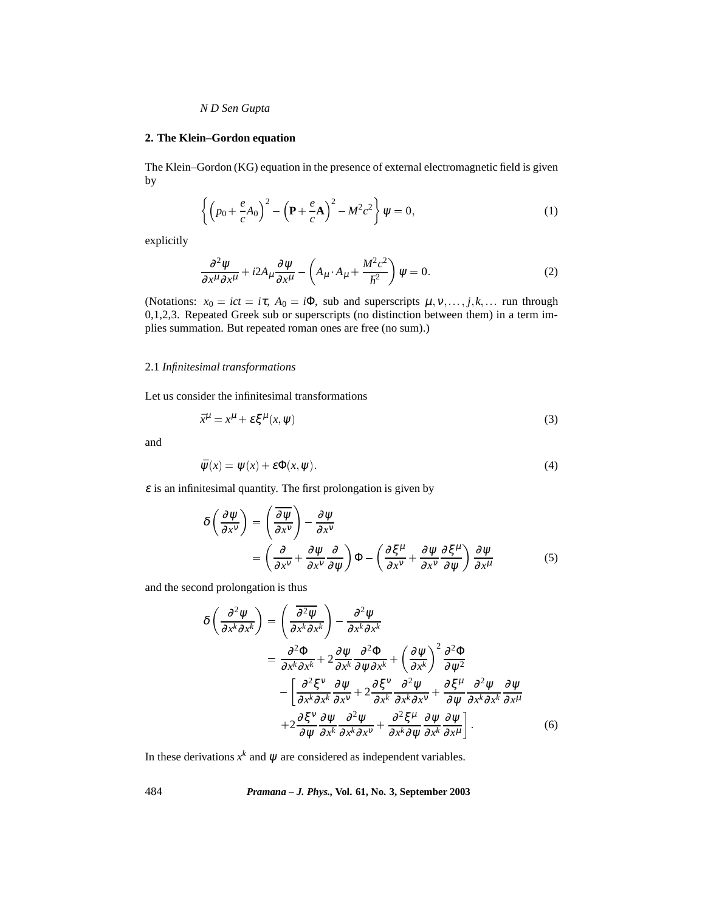## 2. The Klein–Gordon equation

The Klein–Gordon (KG) equation in the presence of external electromagnetic field is given by

$$\left\{ \left(p_0 + \frac{e}{c}A_0\right)^2 - \left(\mathbf{P} + \frac{e}{c}\mathbf{A}\right)^2 - M^2c^2 \right\} \psi = 0, \tag{1}$$

explicitly

$$\frac{\partial^2 \psi}{\partial x^\mu \partial x^\mu} + i2A_\mu \frac{\partial \psi}{\partial x^\mu} - \left( A_\mu \cdot A_\mu + \frac{M^2c^2}{\hbar^2} \right) \psi = 0. \tag{2}$$

(Notations: $x_0 = ict = i\tau$, $A_0 = i\Phi$, sub and superscripts $\mu, \nu, \ldots, j, k, \ldots$ run through 0,1,2,3. Repeated Greek sub or superscripts (no distinction between them) in a term implies summation. But repeated roman ones are free (no sum).)

### 2.1 *Infinitesimal transformations*

Let us consider the infinitesimal transformations

$$\bar{x}^\mu = x^\mu + \varepsilon \xi^\mu(x, \psi) \tag{3}$$

and

$$\bar{\psi}(x) = \psi(x) + \varepsilon \Phi(x, \psi). \tag{4}$$

$\varepsilon$ is an infinitesimal quantity. The first prolongation is given by

$$\begin{aligned} \delta\left(\frac{\partial \psi}{\partial x^\nu}\right) &= \left(\overline{\frac{\partial \psi}{\partial x^\nu}}\right) - \frac{\partial \psi}{\partial x^\nu} \\ &= \left(\frac{\partial}{\partial x^\nu} + \frac{\partial \psi}{\partial x^\nu}\frac{\partial}{\partial \psi}\right)\Phi - \left(\frac{\partial \xi^\mu}{\partial x^\nu} + \frac{\partial \psi}{\partial x^\nu}\frac{\partial \xi^\mu}{\partial \psi}\right)\frac{\partial \psi}{\partial x^\mu} \end{aligned} \tag{5}$$

and the second prolongation is thus

$$\begin{aligned} \delta\left(\frac{\partial^2 \psi}{\partial x^k \partial x^k}\right) &= \left(\overline{\frac{\partial^2 \psi}{\partial x^k \partial x^k}}\right) - \frac{\partial^2 \psi}{\partial x^k \partial x^k} \\ &= \frac{\partial^2 \Phi}{\partial x^k \partial x^k} + 2\frac{\partial \psi}{\partial x^k}\frac{\partial^2 \Phi}{\partial \psi \partial x^k} + \left(\frac{\partial \psi}{\partial x^k}\right)^2 \frac{\partial^2 \Phi}{\partial \psi^2} \\ &\quad - \left[ \frac{\partial^2 \xi^\nu}{\partial x^k \partial x^k}\frac{\partial \psi}{\partial x^\nu} + 2\frac{\partial \xi^\nu}{\partial x^k}\frac{\partial^2 \psi}{\partial x^k \partial x^\nu} + \frac{\partial \xi^\mu}{\partial \psi}\frac{\partial^2 \psi}{\partial x^k \partial x^k}\frac{\partial \psi}{\partial x^\mu} \right. \\ &\quad \left. + 2\frac{\partial \xi^\nu}{\partial \psi}\frac{\partial \psi}{\partial x^k}\frac{\partial^2 \psi}{\partial x^k \partial x^\nu} + \frac{\partial^2 \xi^\mu}{\partial x^k \partial \psi}\frac{\partial \psi}{\partial x^k}\frac{\partial \psi}{\partial x^\mu} \right]. \end{aligned} \tag{6}$$

In these derivations $x^k$ and $\psi$ are considered as independent variables.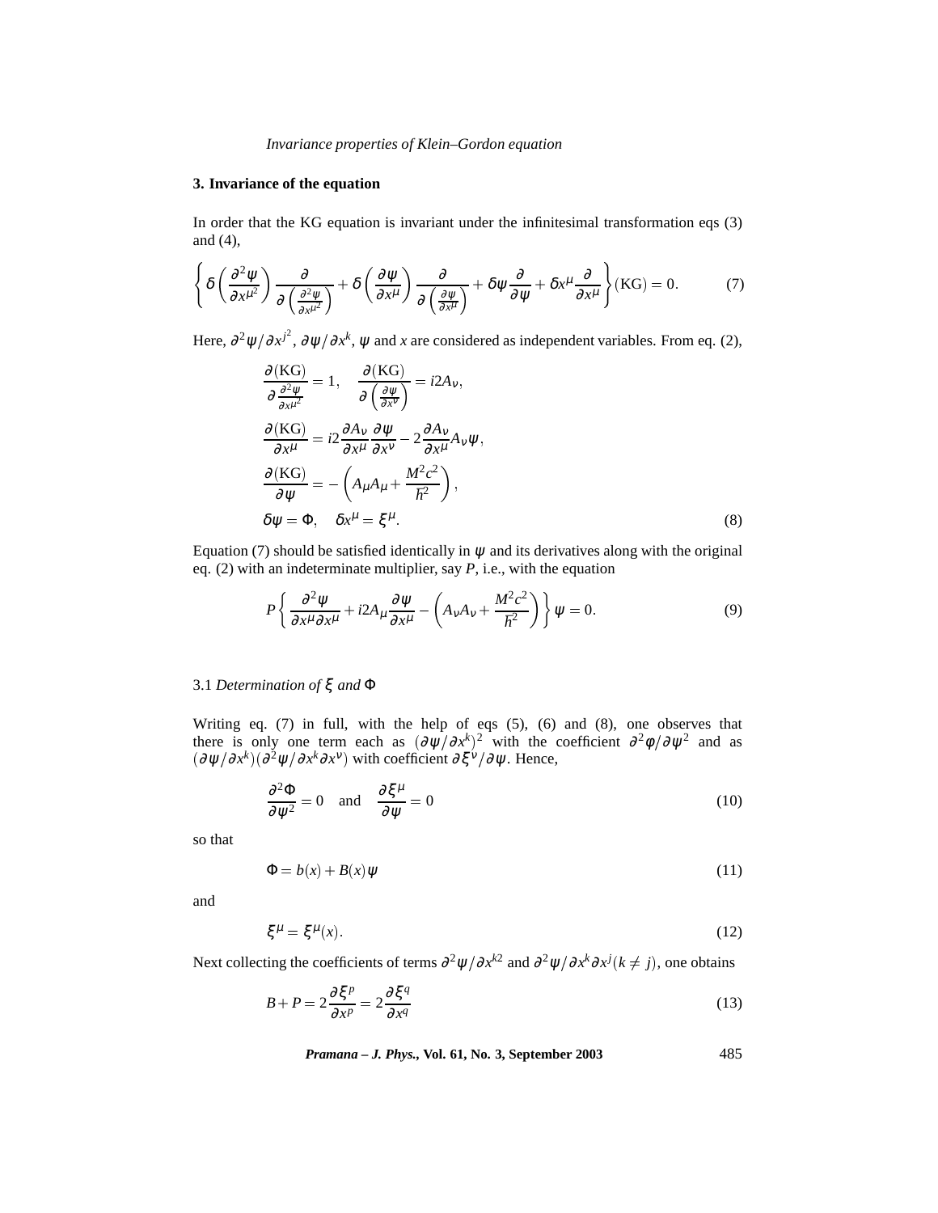## 3. Invariance of the equation

In order that the KG equation is invariant under the infinitesimal transformation eqs (3) and (4),

$$\left\{ \delta\left(\frac{\partial^2\psi}{\partial x^{\mu^2}}\right)\frac{\partial}{\partial\left(\frac{\partial^2\psi}{\partial x^{\mu^2}}\right)} + \delta\left(\frac{\partial\psi}{\partial x^{\mu}}\right)\frac{\partial}{\partial\left(\frac{\partial\psi}{\partial x^{\mu}}\right)} + \delta\psi\frac{\partial}{\partial\psi} + \delta x^{\mu}\frac{\partial}{\partial x^{\mu}}\right\}(\mathrm{KG}) = 0. \tag{7}$$

Here, $\partial^2\psi/\partial x^{j^2}$, $\partial\psi/\partial x^k$, $\psi$ and $x$ are considered as independent variables. From eq. (2),

$$\begin{aligned}
&\frac{\partial(\mathrm{KG})}{\partial\frac{\partial^2\psi}{\partial x^{\mu^2}}} = 1, \quad \frac{\partial(\mathrm{KG})}{\partial\left(\frac{\partial\psi}{\partial x^{\nu}}\right)} = i2A_{\nu},\\
&\frac{\partial(\mathrm{KG})}{\partial x^{\mu}} = i2\frac{\partial A_{\nu}}{\partial x^{\mu}}\frac{\partial\psi}{\partial x^{\nu}} - 2\frac{\partial A_{\nu}}{\partial x^{\mu}}A_{\nu}\psi,\\
&\frac{\partial(\mathrm{KG})}{\partial\psi} = -\left(A_{\mu}A_{\mu} + \frac{M^2c^2}{\hbar^2}\right),\\
&\delta\psi = \Phi, \quad \delta x^{\mu} = \xi^{\mu}.
\end{aligned} \tag{8}$$

Equation (7) should be satisfied identically in $\psi$ and its derivatives along with the original eq. (2) with an indeterminate multiplier, say $P$, i.e., with the equation

$$P\left\{\frac{\partial^2\psi}{\partial x^{\mu}\partial x^{\mu}} + i2A_{\mu}\frac{\partial\psi}{\partial x^{\mu}} - \left(A_{\nu}A_{\nu} + \frac{M^2c^2}{\hbar^2}\right)\right\}\psi = 0. \tag{9}$$

### 3.1 *Determination of $\xi$ and $\Phi$*

Writing eq. (7) in full, with the help of eqs (5), (6) and (8), one observes that there is only one term each as $(\partial\psi/\partial x^k)^2$ with the coefficient $\partial^2\phi/\partial\psi^2$ and as $(\partial\psi/\partial x^k)(\partial^2\psi/\partial x^k\partial x^{\nu})$ with coefficient $\partial\xi^{\nu}/\partial\psi$. Hence,

$$\frac{\partial^2\Phi}{\partial\psi^2} = 0 \quad \text{and} \quad \frac{\partial\xi^{\mu}}{\partial\psi} = 0 \tag{10}$$

so that

$$\Phi = b(x) + B(x)\psi \tag{11}$$

and

$$\xi^{\mu} = \xi^{\mu}(x). \tag{12}$$

Next collecting the coefficients of terms $\partial^2\psi/\partial x^{k2}$ and $\partial^2\psi/\partial x^k\partial x^j (k \neq j)$, one obtains

$$B + P = 2\frac{\partial\xi^p}{\partial x^p} = 2\frac{\partial\xi^q}{\partial x^q} \tag{13}$$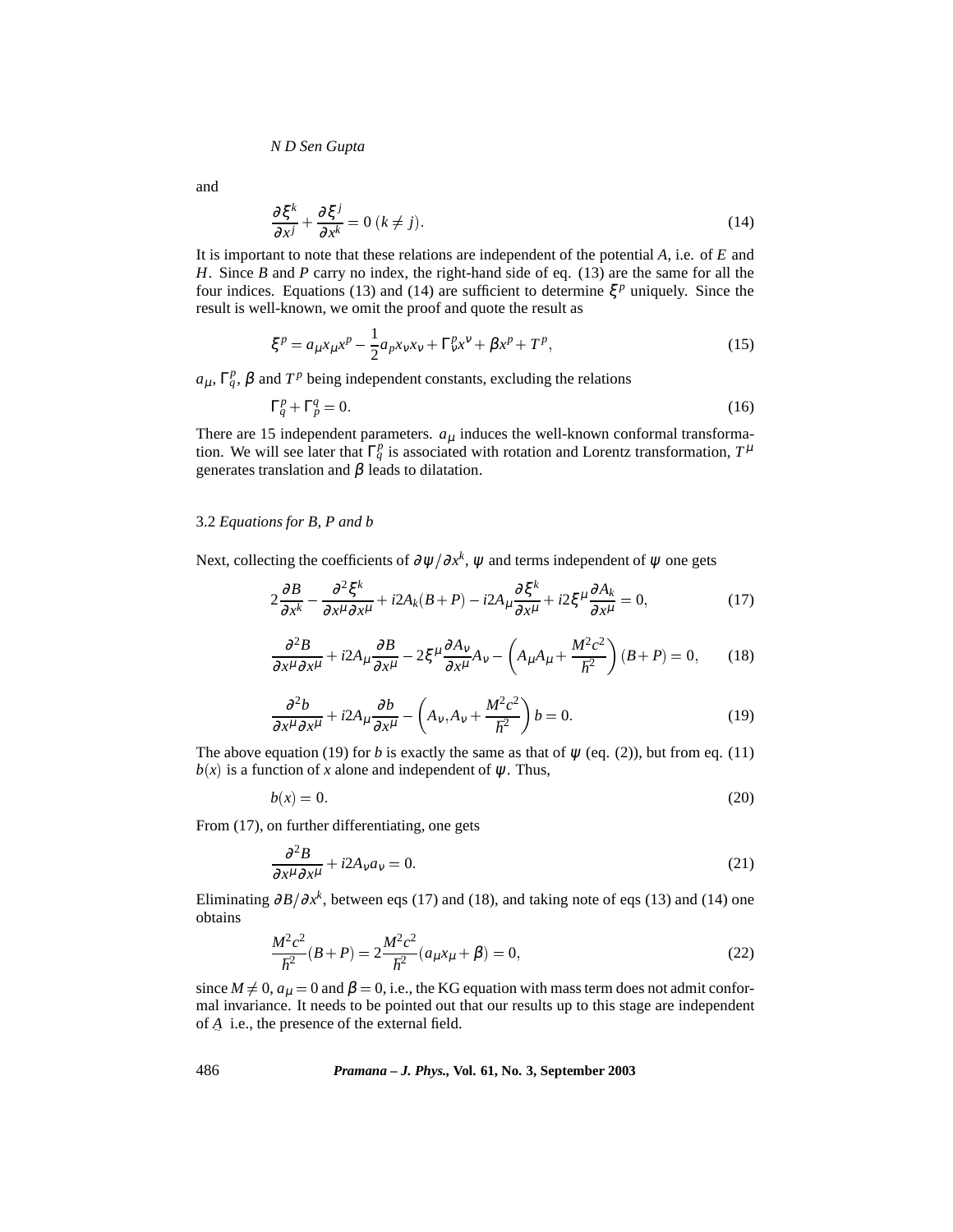and

$$\frac{\partial \xi^k}{\partial x^j} + \frac{\partial \xi^j}{\partial x^k} = 0 \; (k \neq j). \tag{14}$$

It is important to note that these relations are independent of the potential $A$, i.e. of $E$ and $H$. Since $B$ and $P$ carry no index, the right-hand side of eq. (13) are the same for all the four indices. Equations (13) and (14) are sufficient to determine $\xi^p$ uniquely. Since the result is well-known, we omit the proof and quote the result as

$$\xi^p = a_\mu x_\mu x^p - \frac{1}{2} a_p x_\nu x_\nu + \Gamma^p_\nu x^\nu + \beta x^p + T^p, \tag{15}$$

$a_\mu$, $\Gamma^p_q$, $\beta$ and $T^p$ being independent constants, excluding the relations

$$\Gamma^p_q + \Gamma^q_p = 0. \tag{16}$$

There are 15 independent parameters. $a_\mu$ induces the well-known conformal transformation. We will see later that $\Gamma^p_q$ is associated with rotation and Lorentz transformation, $T^\mu$ generates translation and $\beta$ leads to dilatation.

### 3.2 *Equations for B, P and b*

Next, collecting the coefficients of $\partial \psi / \partial x^k$, $\psi$ and terms independent of $\psi$ one gets

$$2\frac{\partial B}{\partial x^k} - \frac{\partial^2 \xi^k}{\partial x^\mu \partial x^\mu} + i2A_k(B+P) - i2A_\mu \frac{\partial \xi^k}{\partial x^\mu} + i2\xi^\mu \frac{\partial A_k}{\partial x^\mu} = 0, \tag{17}$$

$$\frac{\partial^2 B}{\partial x^\mu \partial x^\mu} + i2A_\mu \frac{\partial B}{\partial x^\mu} - 2\xi^\mu \frac{\partial A_\nu}{\partial x^\mu} A_\nu - \left( A_\mu A_\mu + \frac{M^2 c^2}{\hbar^2} \right)(B+P) = 0, \tag{18}$$

$$\frac{\partial^2 b}{\partial x^\mu \partial x^\mu} + i2A_\mu \frac{\partial b}{\partial x^\mu} - \left( A_\nu, A_\nu + \frac{M^2 c^2}{\hbar^2} \right) b = 0. \tag{19}$$

The above equation (19) for $b$ is exactly the same as that of $\psi$ (eq. (2)), but from eq. (11) $b(x)$ is a function of $x$ alone and independent of $\psi$. Thus,

$$b(x) = 0. \tag{20}$$

From (17), on further differentiating, one gets

$$\frac{\partial^2 B}{\partial x^\mu \partial x^\mu} + i2A_\nu a_\nu = 0. \tag{21}$$

Eliminating $\partial B / \partial x^k$, between eqs (17) and (18), and taking note of eqs (13) and (14) one obtains

$$\frac{M^2 c^2}{\hbar^2}(B+P) = 2\frac{M^2 c^2}{\hbar^2}(a_\mu x_\mu + \beta) = 0, \tag{22}$$

since $M \neq 0$, $a_\mu = 0$ and $\beta = 0$, i.e., the KG equation with mass term does not admit conformal invariance. It needs to be pointed out that our results up to this stage are independent of $\underset{\sim}{A}$ i.e., the presence of the external field.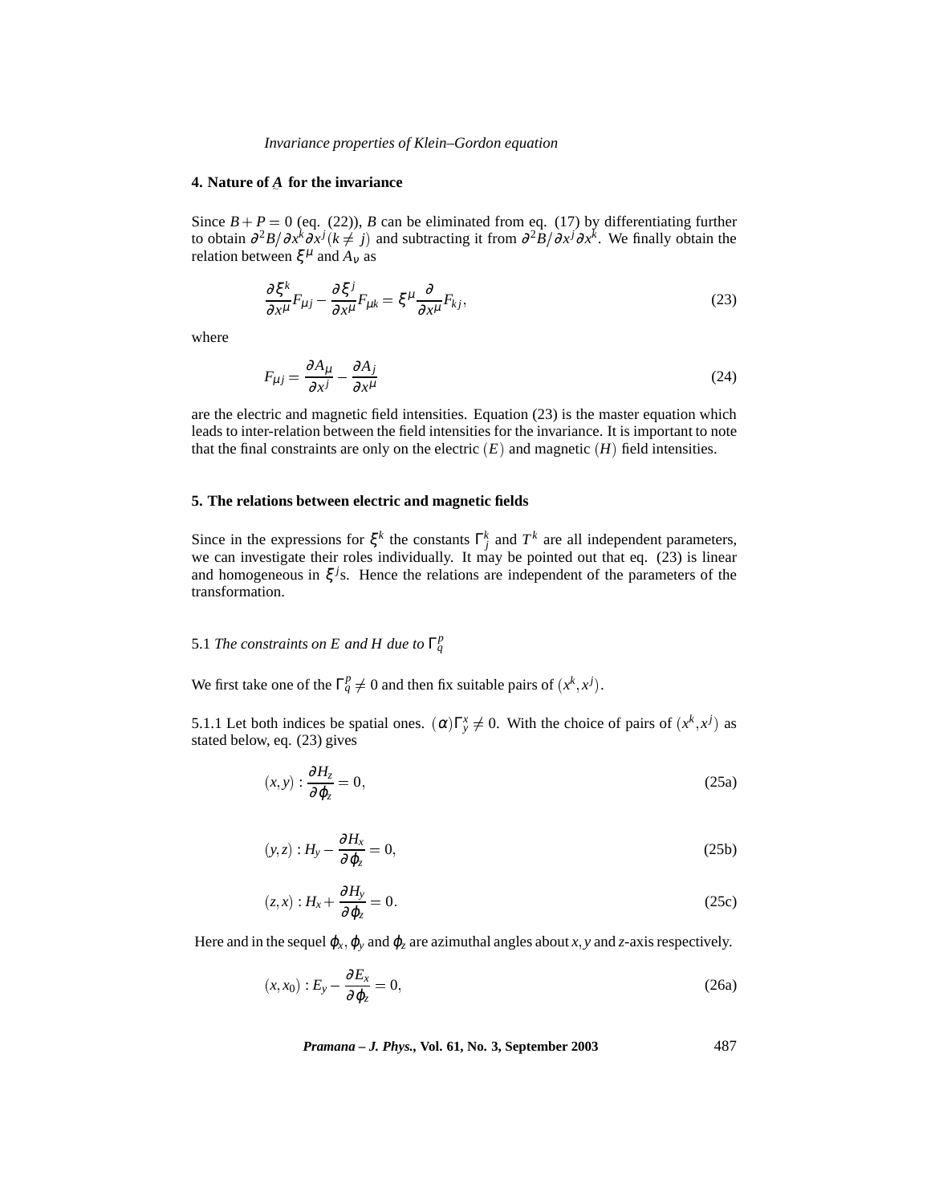## 4. Nature of $\underset{\sim}{A}$ for the invariance

Since $B+P=0$ (eq. (22)), $B$ can be eliminated from eq. (17) by differentiating further to obtain $\partial^2 B/\partial x^k \partial x^j (k \neq j)$ and subtracting it from $\partial^2 B/\partial x^j \partial x^k$. We finally obtain the relation between $\xi^\mu$ and $A_\nu$ as

$$\frac{\partial \xi^k}{\partial x^\mu} F_{\mu j} - \frac{\partial \xi^j}{\partial x^\mu} F_{\mu k} = \xi^\mu \frac{\partial}{\partial x^\mu} F_{kj}, \tag{23}$$

where

$$F_{\mu j} = \frac{\partial A_\mu}{\partial x^j} - \frac{\partial A_j}{\partial x^\mu} \tag{24}$$

are the electric and magnetic field intensities. Equation (23) is the master equation which leads to inter-relation between the field intensities for the invariance. It is important to note that the final constraints are only on the electric $(E)$ and magnetic $(H)$ field intensities.

## 5. The relations between electric and magnetic fields

Since in the expressions for $\xi^k$ the constants $\Gamma^k_j$ and $T^k$ are all independent parameters, we can investigate their roles individually. It may be pointed out that eq. (23) is linear and homogeneous in $\xi^j$s. Hence the relations are independent of the parameters of the transformation.

### 5.1 *The constraints on E and H due to* $\Gamma^p_q$

We first take one of the $\Gamma^p_q \neq 0$ and then fix suitable pairs of $(x^k, x^j)$.

5.1.1 Let both indices be spatial ones. $(\alpha)\Gamma^x_y \neq 0$. With the choice of pairs of $(x^k, x^j)$ as stated below, eq. (23) gives

$$(x,y) : \frac{\partial H_z}{\partial \varphi_z} = 0, \tag{25a}$$

$$(y,z) : H_y - \frac{\partial H_x}{\partial \varphi_z} = 0, \tag{25b}$$

$$(z,x) : H_x + \frac{\partial H_y}{\partial \varphi_z} = 0. \tag{25c}$$

Here and in the sequel $\varphi_x$, $\varphi_y$ and $\varphi_z$ are azimuthal angles about $x, y$ and $z$-axis respectively.

$$(x, x_0) : E_y - \frac{\partial E_x}{\partial \varphi_z} = 0, \tag{26a}$$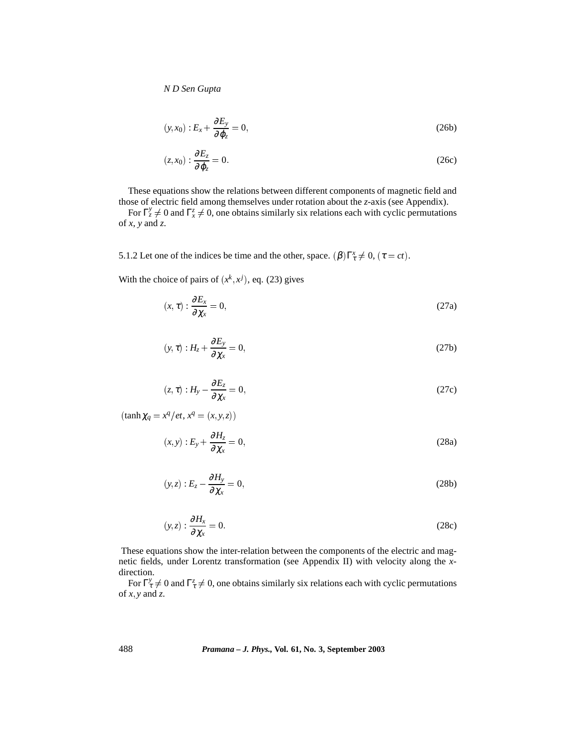$$(y, x_0) : E_x + \frac{\partial E_y}{\partial \phi_z} = 0, \tag{26b}$$

$$(z, x_0) : \frac{\partial E_z}{\partial \phi_z} = 0. \tag{26c}$$

These equations show the relations between different components of magnetic field and those of electric field among themselves under rotation about the $z$-axis (see Appendix).

For $\Gamma^y_z \neq 0$ and $\Gamma^z_x \neq 0$, one obtains similarly six relations each with cyclic permutations of $x$, $y$ and $z$.

5.1.2 Let one of the indices be time and the other, space. $(\beta) \Gamma^x_\tau \neq 0$, $(\tau = ct)$.

With the choice of pairs of $(x^k, x^j)$, eq. (23) gives

$$(x, \tau) : \frac{\partial E_x}{\partial \chi_x} = 0, \tag{27a}$$

$$(y, \tau) : H_z + \frac{\partial E_y}{\partial \chi_x} = 0, \tag{27b}$$

$$(z, \tau) : H_y - \frac{\partial E_z}{\partial \chi_x} = 0, \tag{27c}$$

$(\tanh \chi_q = x^q / et, x^q = (x, y, z))$

$$(x, y) : E_y + \frac{\partial H_z}{\partial \chi_x} = 0, \tag{28a}$$

$$(y, z) : E_z - \frac{\partial H_y}{\partial \chi_x} = 0, \tag{28b}$$

$$(y, z) : \frac{\partial H_x}{\partial \chi_x} = 0. \tag{28c}$$

These equations show the inter-relation between the components of the electric and magnetic fields, under Lorentz transformation (see Appendix II) with velocity along the $x$-direction.

For $\Gamma^y_\tau \neq 0$ and $\Gamma^z_\tau \neq 0$, one obtains similarly six relations each with cyclic permutations of $x, y$ and $z$.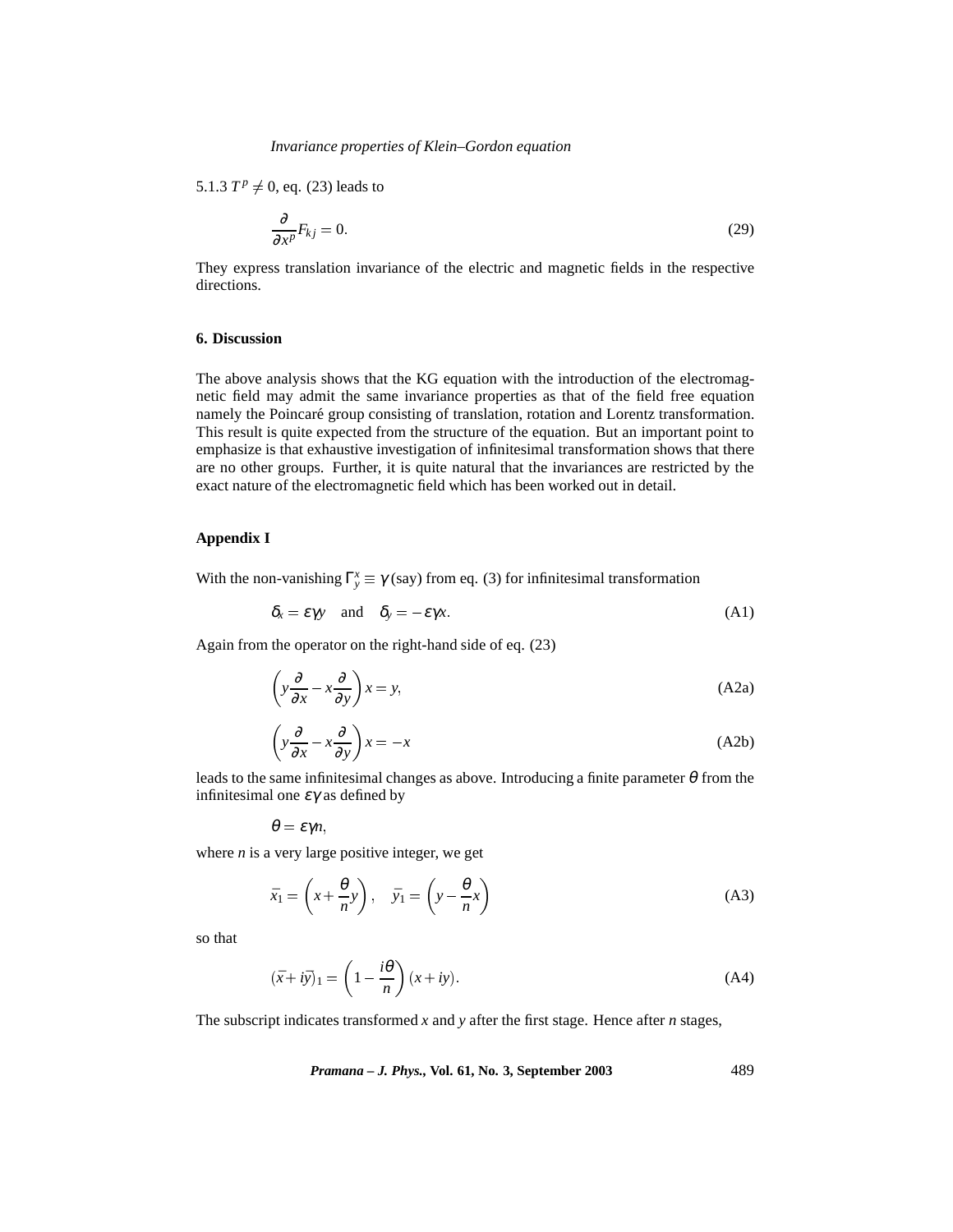5.1.3 $T^p \neq 0$, eq. (23) leads to

$$\frac{\partial}{\partial x^p} F_{kj} = 0. \tag{29}$$

They express translation invariance of the electric and magnetic fields in the respective directions.

## 6. Discussion

The above analysis shows that the KG equation with the introduction of the electromagnetic field may admit the same invariance properties as that of the field free equation namely the Poincaré group consisting of translation, rotation and Lorentz transformation. This result is quite expected from the structure of the equation. But an important point to emphasize is that exhaustive investigation of infinitesimal transformation shows that there are no other groups. Further, it is quite natural that the invariances are restricted by the exact nature of the electromagnetic field which has been worked out in detail.

## Appendix I

With the non-vanishing $\Gamma^x_y \equiv \gamma$ (say) from eq. (3) for infinitesimal transformation

$$\delta_x = \varepsilon\gamma y \quad \text{and} \quad \delta_y = -\varepsilon\gamma x. \tag{A1}$$

Again from the operator on the right-hand side of eq. (23)

$$\left( y\frac{\partial}{\partial x} - x\frac{\partial}{\partial y} \right) x = y, \tag{A2a}$$

$$\left( y\frac{\partial}{\partial x} - x\frac{\partial}{\partial y} \right) x = -x \tag{A2b}$$

leads to the same infinitesimal changes as above. Introducing a finite parameter $\theta$ from the infinitesimal one $\varepsilon\gamma$ as defined by

$$\theta = \varepsilon\gamma n,$$

where $n$ is a very large positive integer, we get

$$\bar{x}_1 = \left( x + \frac{\theta}{n} y \right), \quad \bar{y}_1 = \left( y - \frac{\theta}{n} x \right) \tag{A3}$$

so that

$$(\bar{x} + i\bar{y})_1 = \left( 1 - \frac{i\theta}{n} \right)(x + iy). \tag{A4}$$

The subscript indicates transformed $x$ and $y$ after the first stage. Hence after $n$ stages,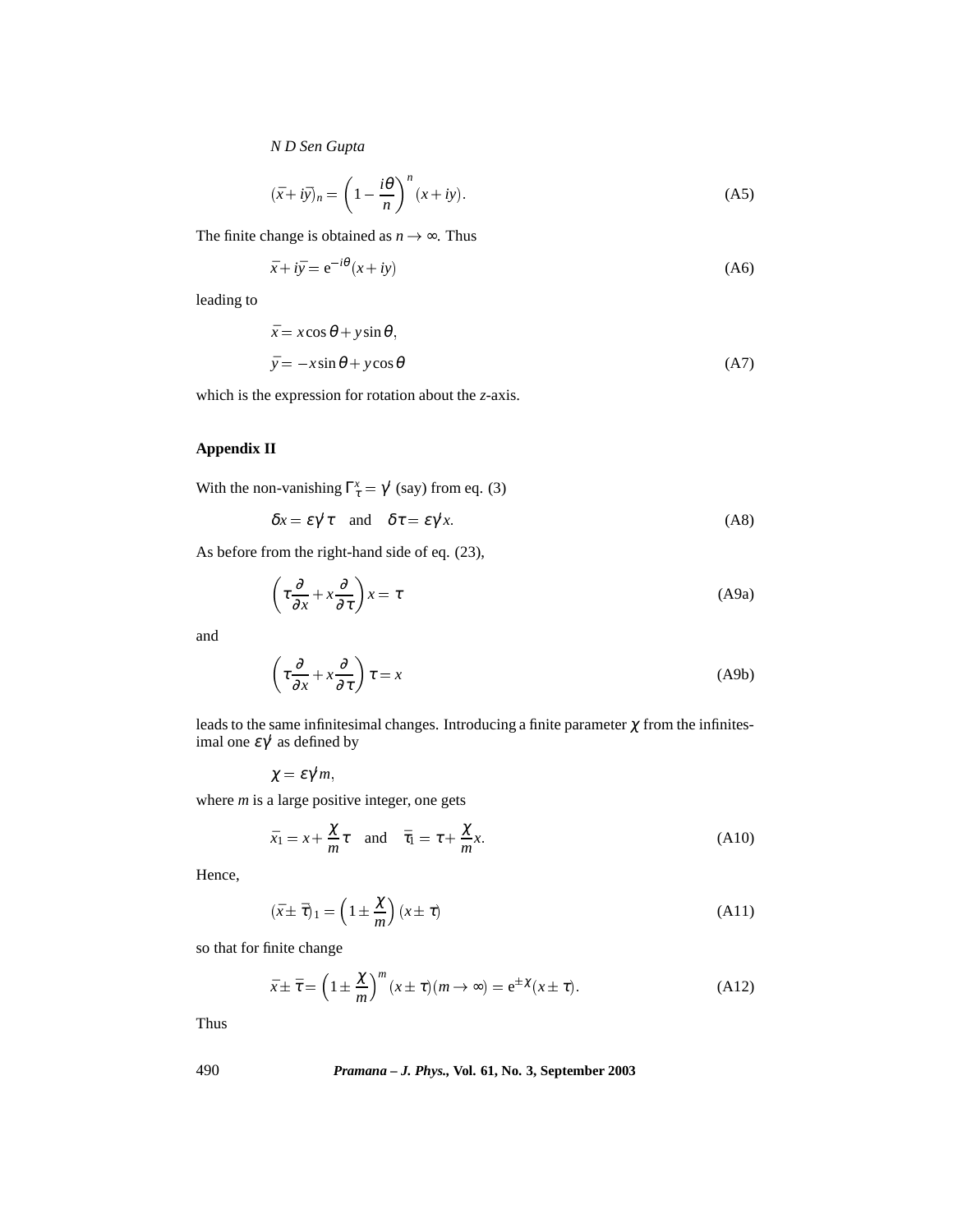$$(\bar{x} + i\bar{y})_n = \left(1 - \frac{i\theta}{n}\right)^n (x + iy). \tag{A5}$$

The finite change is obtained as $n \to \infty$. Thus

$$\bar{x} + i\bar{y} = \mathrm{e}^{-i\theta}(x + iy) \tag{A6}$$

leading to

$$\begin{aligned}
\bar{x} &= x\cos\theta + y\sin\theta, \\
\bar{y} &= -x\sin\theta + y\cos\theta
\end{aligned} \tag{A7}$$

which is the expression for rotation about the *z*-axis.

## Appendix II

With the non-vanishing $\Gamma^x_\tau = \gamma'$ (say) from eq. (3)

$$\delta x = \varepsilon\gamma'\tau \quad \text{and} \quad \delta\tau = \varepsilon\gamma' x. \tag{A8}$$

As before from the right-hand side of eq. (23),

$$\left(\tau\frac{\partial}{\partial x} + x\frac{\partial}{\partial \tau}\right) x = \tau \tag{A9a}$$

and

$$\left(\tau\frac{\partial}{\partial x} + x\frac{\partial}{\partial \tau}\right) \tau = x \tag{A9b}$$

leads to the same infinitesimal changes. Introducing a finite parameter $\chi$ from the infinitesimal one $\varepsilon\gamma'$ as defined by

$$\chi = \varepsilon\gamma' m,$$

where *m* is a large positive integer, one gets

$$\bar{x}_1 = x + \frac{\chi}{m}\tau \quad \text{and} \quad \bar{\tau}_1 = \tau + \frac{\chi}{m}x. \tag{A10}$$

Hence,

$$(\bar{x} \pm \bar{\tau})_1 = \left(1 \pm \frac{\chi}{m}\right)(x \pm \tau) \tag{A11}$$

so that for finite change

$$\bar{x} \pm \bar{\tau} = \left(1 \pm \frac{\chi}{m}\right)^m (x \pm \tau)(m \to \infty) = \mathrm{e}^{\pm\chi}(x \pm \tau). \tag{A12}$$

Thus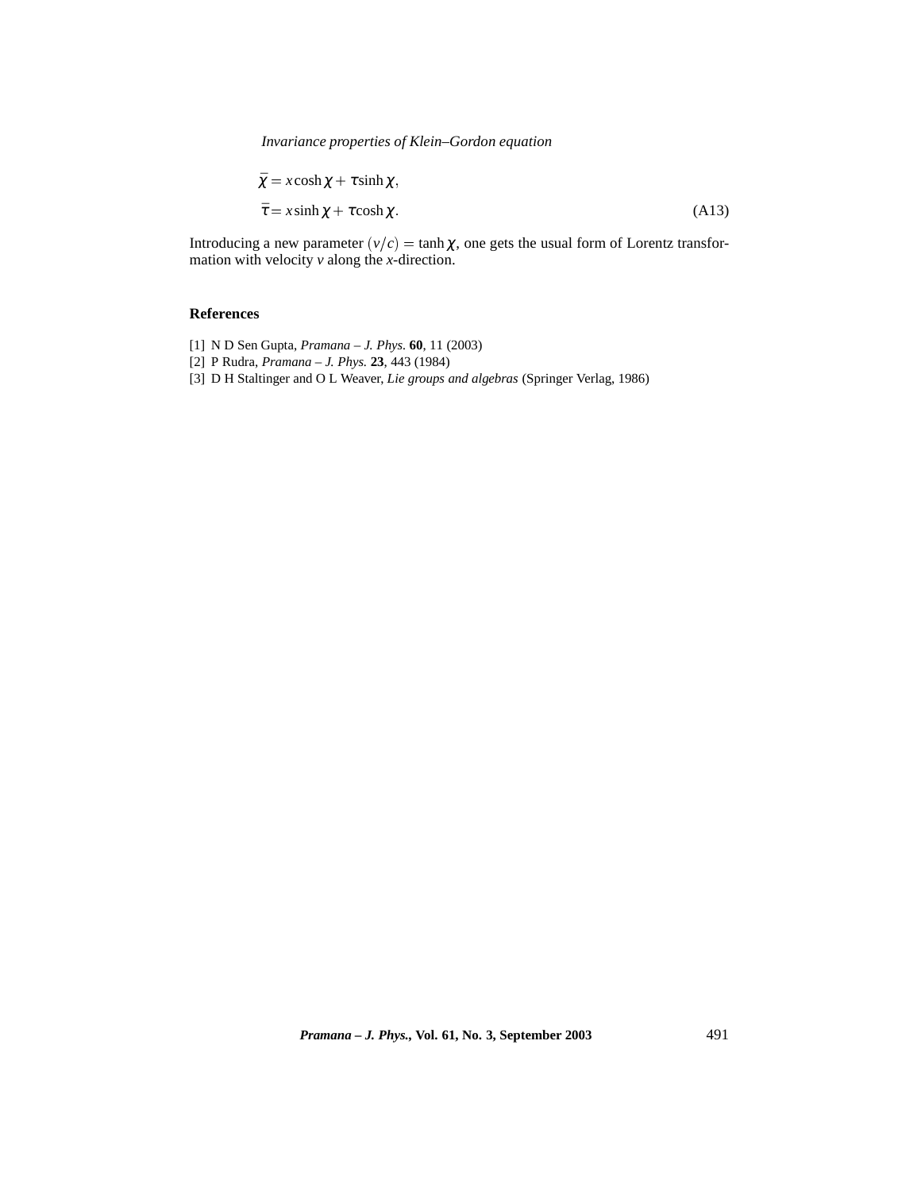$$\bar{\chi} = x\cosh\chi + \tau\sinh\chi,$$
$$\bar{\tau} = x\sinh\chi + \tau\cosh\chi. \tag{A13}$$

Introducing a new parameter $(v/c) = \tanh\chi$, one gets the usual form of Lorentz transformation with velocity $v$ along the $x$-direction.

## References

[1] N D Sen Gupta, *Pramana – J. Phys.* **60**, 11 (2003)

[2] P Rudra, *Pramana – J. Phys.* **23**, 443 (1984)

[3] D H Staltinger and O L Weaver, *Lie groups and algebras* (Springer Verlag, 1986)